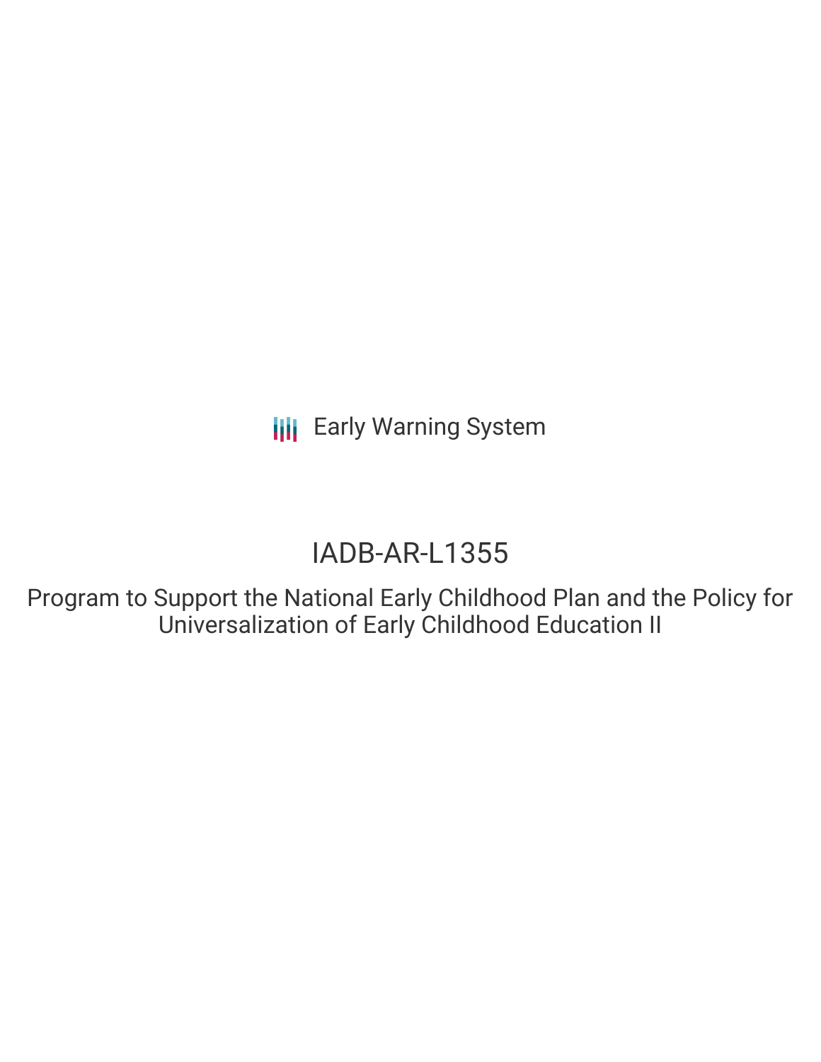Early Warning System

# IADB-AR-L1355

## Program to Support the National Early Childhood Plan and the Policy for Universalization of Early Childhood Education II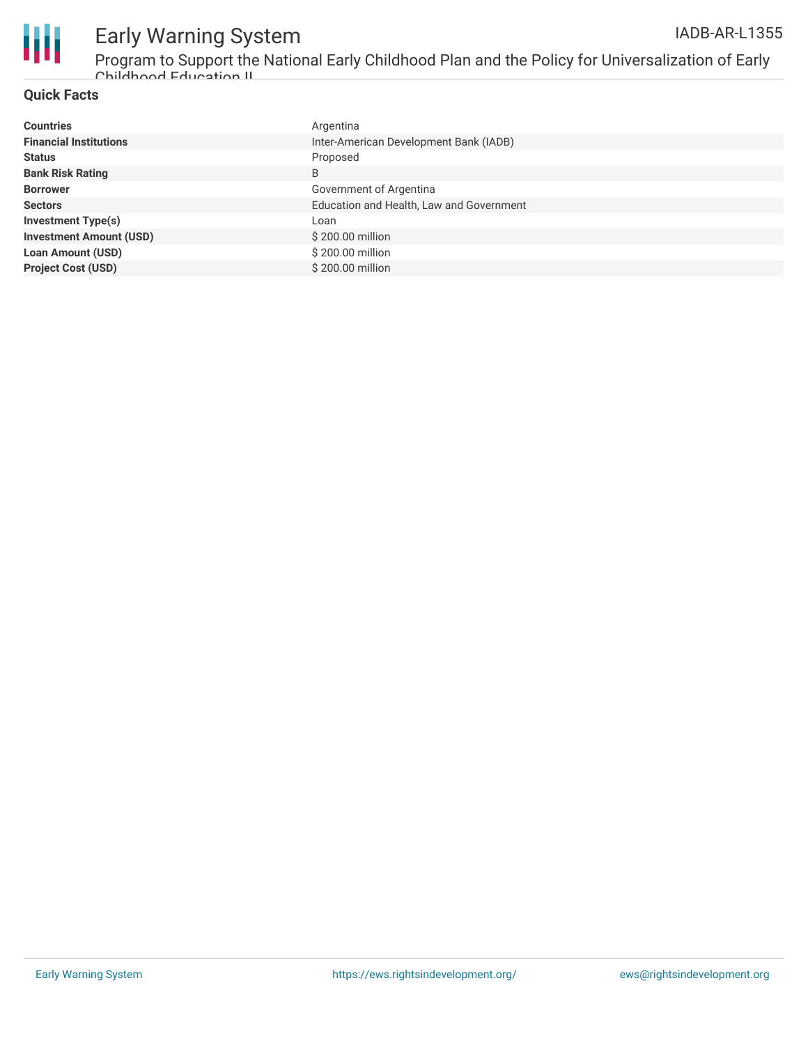## Quick Facts

| | |
|---|---|
| **Countries** | Argentina |
| **Financial Institutions** | Inter-American Development Bank (IADB) |
| **Status** | Proposed |
| **Bank Risk Rating** | B |
| **Borrower** | Government of Argentina |
| **Sectors** | Education and Health, Law and Government |
| **Investment Type(s)** | Loan |
| **Investment Amount (USD)** | $ 200.00 million |
| **Loan Amount (USD)** | $ 200.00 million |
| **Project Cost (USD)** | $ 200.00 million |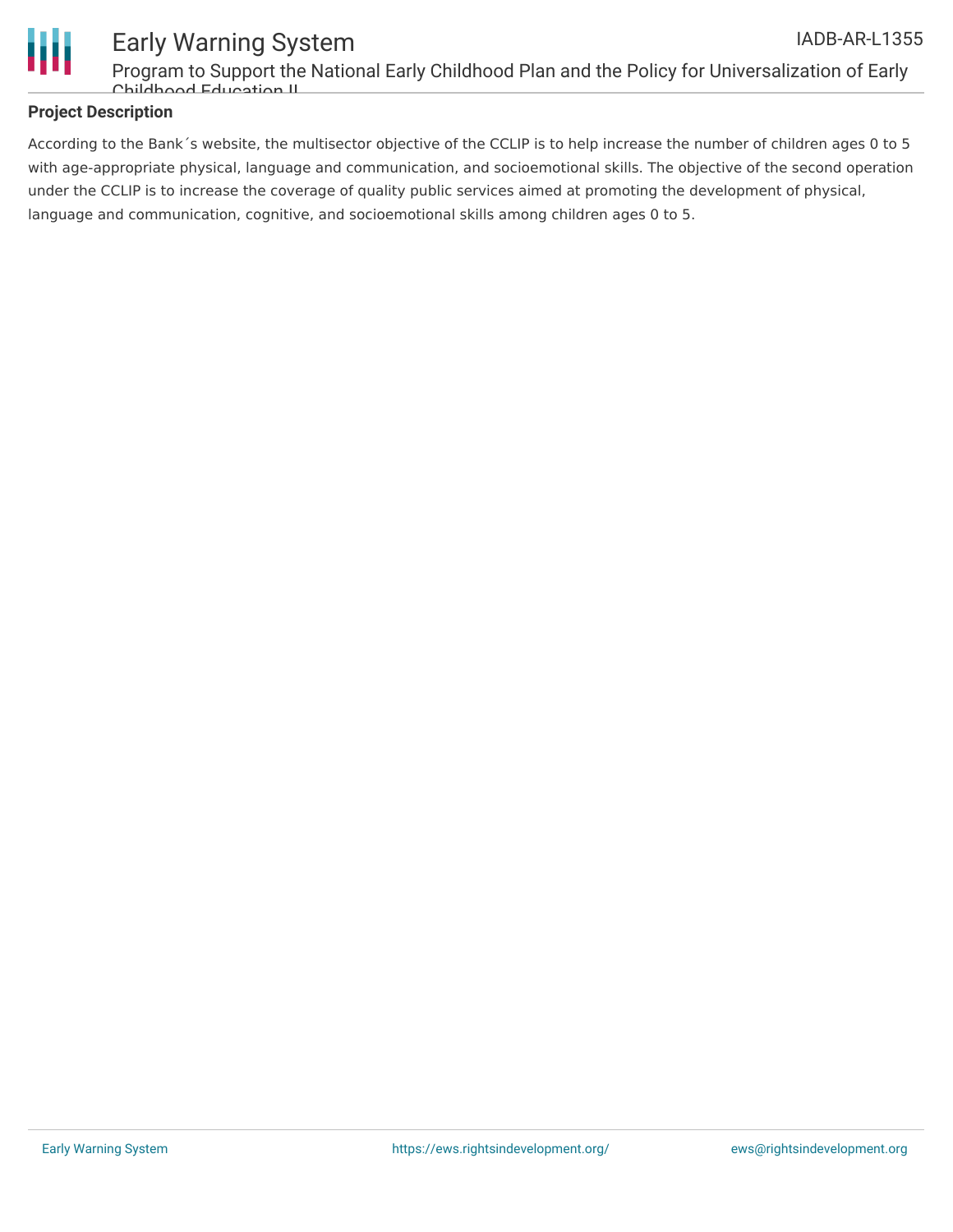## Project Description

According to the Bank´s website, the multisector objective of the CCLIP is to help increase the number of children ages 0 to 5 with age-appropriate physical, language and communication, and socioemotional skills. The objective of the second operation under the CCLIP is to increase the coverage of quality public services aimed at promoting the development of physical, language and communication, cognitive, and socioemotional skills among children ages 0 to 5.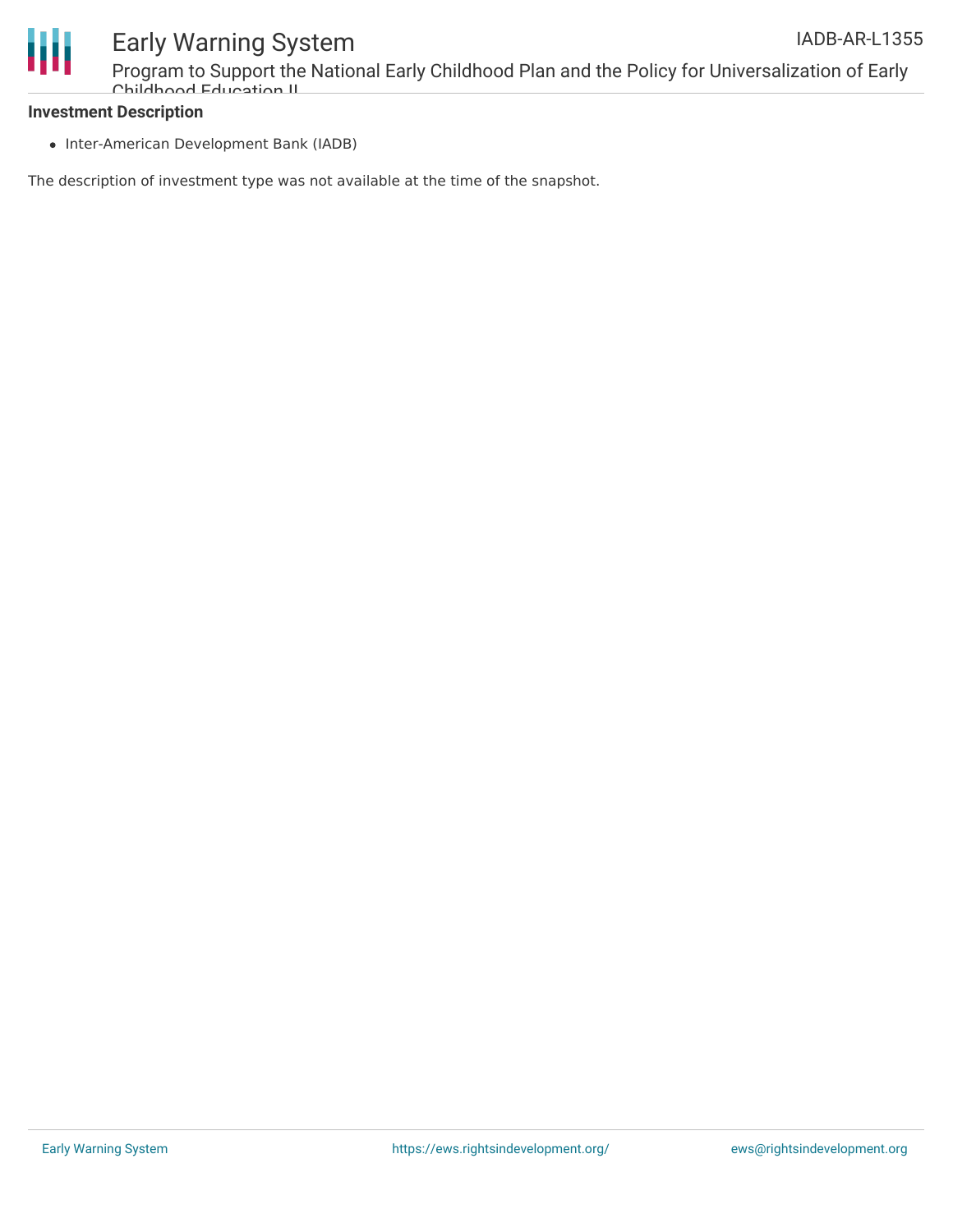**Investment Description**

- Inter-American Development Bank (IADB)

The description of investment type was not available at the time of the snapshot.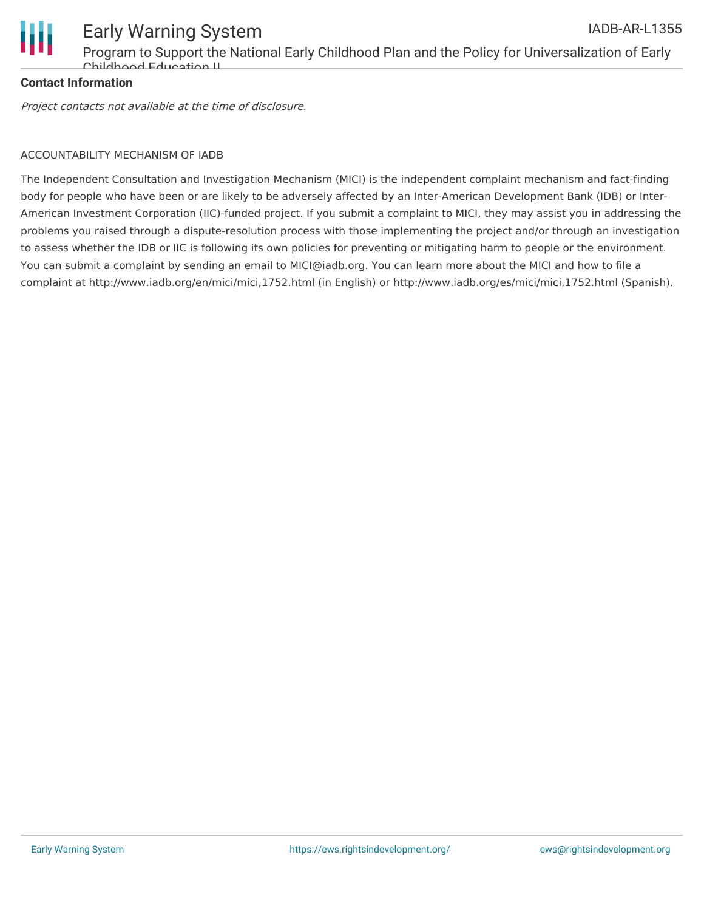**Contact Information**

*Project contacts not available at the time of disclosure.*

ACCOUNTABILITY MECHANISM OF IADB

The Independent Consultation and Investigation Mechanism (MICI) is the independent complaint mechanism and fact-finding body for people who have been or are likely to be adversely affected by an Inter-American Development Bank (IDB) or Inter-American Investment Corporation (IIC)-funded project. If you submit a complaint to MICI, they may assist you in addressing the problems you raised through a dispute-resolution process with those implementing the project and/or through an investigation to assess whether the IDB or IIC is following its own policies for preventing or mitigating harm to people or the environment. You can submit a complaint by sending an email to MICI@iadb.org. You can learn more about the MICI and how to file a complaint at http://www.iadb.org/en/mici/mici,1752.html (in English) or http://www.iadb.org/es/mici/mici,1752.html (Spanish).